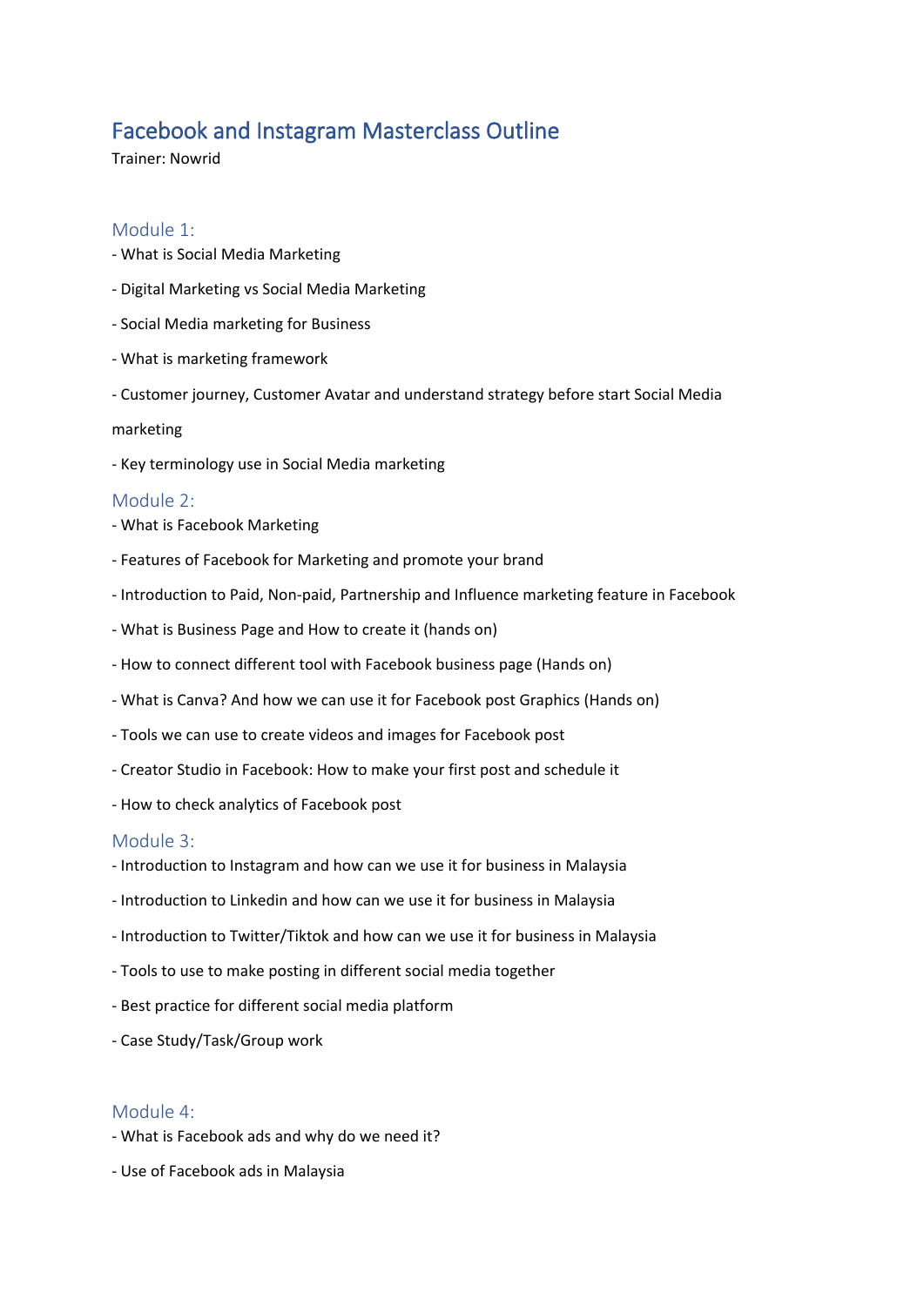# Facebook and Instagram Masterclass Outline

Trainer: Nowrid

## Module 1:

- What is Social Media Marketing
- Digital Marketing vs Social Media Marketing
- Social Media marketing for Business
- What is marketing framework
- Customer journey, Customer Avatar and understand strategy before start Social Media marketing
- Key terminology use in Social Media marketing

## Module 2:

- What is Facebook Marketing
- Features of Facebook for Marketing and promote your brand
- Introduction to Paid, Non-paid, Partnership and Influence marketing feature in Facebook
- What is Business Page and How to create it (hands on)
- How to connect different tool with Facebook business page (Hands on)
- What is Canva? And how we can use it for Facebook post Graphics (Hands on)
- Tools we can use to create videos and images for Facebook post
- Creator Studio in Facebook: How to make your first post and schedule it
- How to check analytics of Facebook post

## Module 3:

- Introduction to Instagram and how can we use it for business in Malaysia
- Introduction to Linkedin and how can we use it for business in Malaysia
- Introduction to Twitter/Tiktok and how can we use it for business in Malaysia
- Tools to use to make posting in different social media together
- Best practice for different social media platform
- Case Study/Task/Group work

## Module 4:

- What is Facebook ads and why do we need it?
- Use of Facebook ads in Malaysia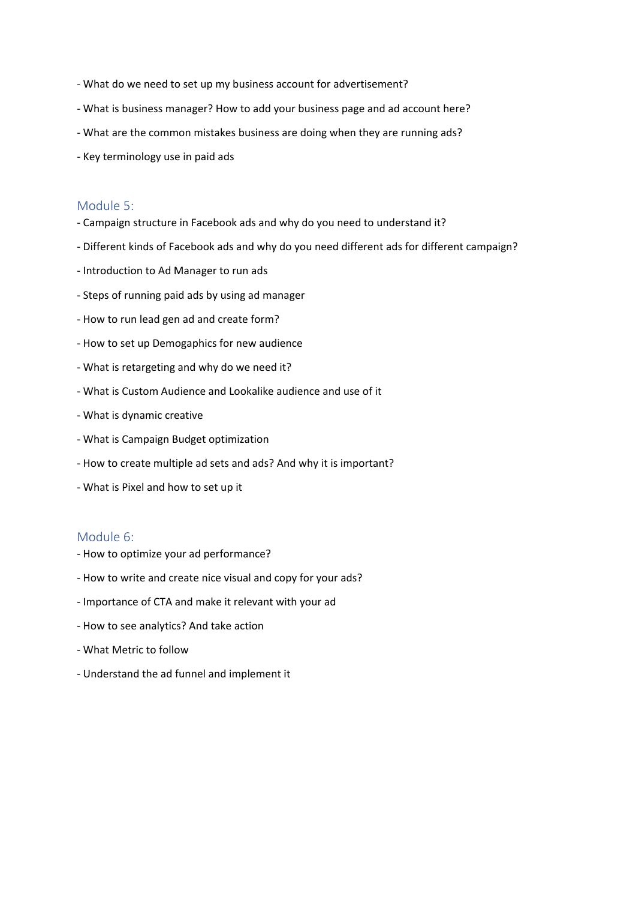- What do we need to set up my business account for advertisement?
- What is business manager? How to add your business page and ad account here?
- What are the common mistakes business are doing when they are running ads?
- Key terminology use in paid ads

## Module 5:

- Campaign structure in Facebook ads and why do you need to understand it?
- Different kinds of Facebook ads and why do you need different ads for different campaign?
- Introduction to Ad Manager to run ads
- Steps of running paid ads by using ad manager
- How to run lead gen ad and create form?
- How to set up Demogaphics for new audience
- What is retargeting and why do we need it?
- What is Custom Audience and Lookalike audience and use of it
- What is dynamic creative
- What is Campaign Budget optimization
- How to create multiple ad sets and ads? And why it is important?
- What is Pixel and how to set up it

## Module 6:

- How to optimize your ad performance?
- How to write and create nice visual and copy for your ads?
- Importance of CTA and make it relevant with your ad
- How to see analytics? And take action
- What Metric to follow
- Understand the ad funnel and implement it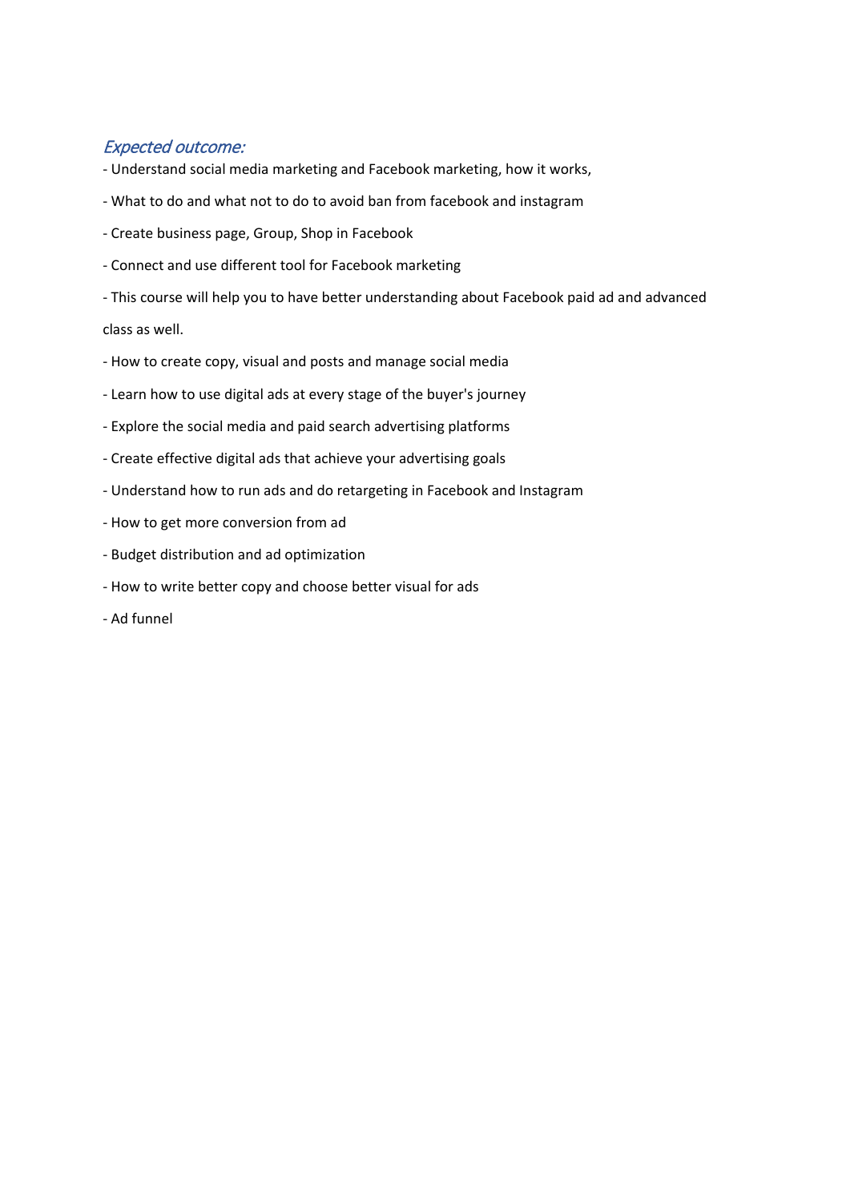*Expected outcome:*

- Understand social media marketing and Facebook marketing, how it works,
- What to do and what not to do to avoid ban from facebook and instagram
- Create business page, Group, Shop in Facebook
- Connect and use different tool for Facebook marketing
- This course will help you to have better understanding about Facebook paid ad and advanced class as well.
- How to create copy, visual and posts and manage social media
- Learn how to use digital ads at every stage of the buyer's journey
- Explore the social media and paid search advertising platforms
- Create effective digital ads that achieve your advertising goals
- Understand how to run ads and do retargeting in Facebook and Instagram
- How to get more conversion from ad
- Budget distribution and ad optimization
- How to write better copy and choose better visual for ads
- Ad funnel